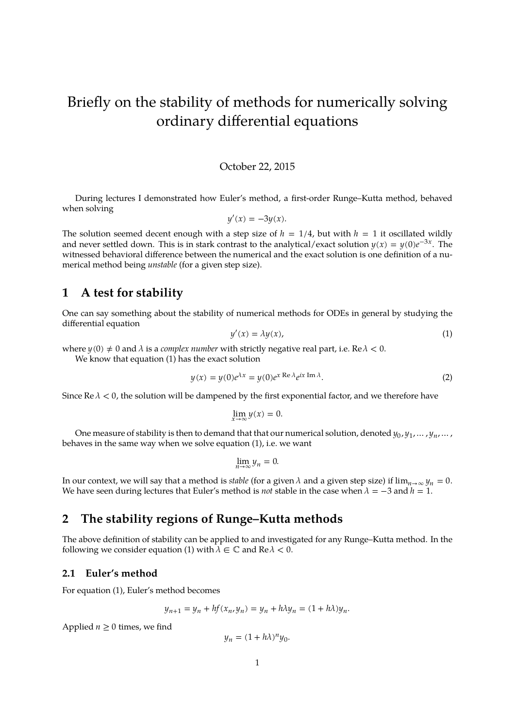# Briefly on the stability of methods for numerically solving ordinary differential equations

October 22, 2015

During lectures I demonstrated how Euler's method, a first-order Runge–Kutta method, behaved when solving

$$y'(x) = -3y(x).$$

The solution seemed decent enough with a step size of $h = 1/4$, but with $h = 1$ it oscillated wildly and never settled down. This is in stark contrast to the analytical/exact solution $y(x) = y(0)e^{-3x}$. The witnessed behavioral difference between the numerical and the exact solution is one definition of a numerical method being *unstable* (for a given step size).

## 1 A test for stability

One can say something about the stability of numerical methods for ODEs in general by studying the differential equation

$$y'(x) = \lambda y(x), \tag{1}$$

where $y(0) \neq 0$ and $\lambda$ is a *complex number* with strictly negative real part, i.e. $\operatorname{Re}\lambda < 0$.

We know that equation (1) has the exact solution

$$y(x) = y(0)e^{\lambda x} = y(0)e^{x \operatorname{Re}\lambda}e^{ix \operatorname{Im}\lambda}. \tag{2}$$

Since $\operatorname{Re}\lambda < 0$, the solution will be dampened by the first exponential factor, and we therefore have

$$\lim_{x\to\infty} y(x) = 0.$$

One measure of stability is then to demand that that our numerical solution, denoted $y_0, y_1, \dots, y_n, \dots$, behaves in the same way when we solve equation (1), i.e. we want

$$\lim_{n\to\infty} y_n = 0.$$

In our context, we will say that a method is *stable* (for a given $\lambda$ and a given step size) if $\lim_{n\to\infty} y_n = 0$. We have seen during lectures that Euler's method is *not* stable in the case when $\lambda = -3$ and $h = 1$.

## 2 The stability regions of Runge–Kutta methods

The above definition of stability can be applied to and investigated for any Runge–Kutta method. In the following we consider equation (1) with $\lambda \in \mathbb{C}$ and $\operatorname{Re}\lambda < 0$.

### 2.1 Euler's method

For equation (1), Euler's method becomes

$$y_{n+1} = y_n + hf(x_n, y_n) = y_n + h\lambda y_n = (1 + h\lambda)y_n.$$

Applied $n \geq 0$ times, we find

$$y_n = (1 + h\lambda)^n y_0.$$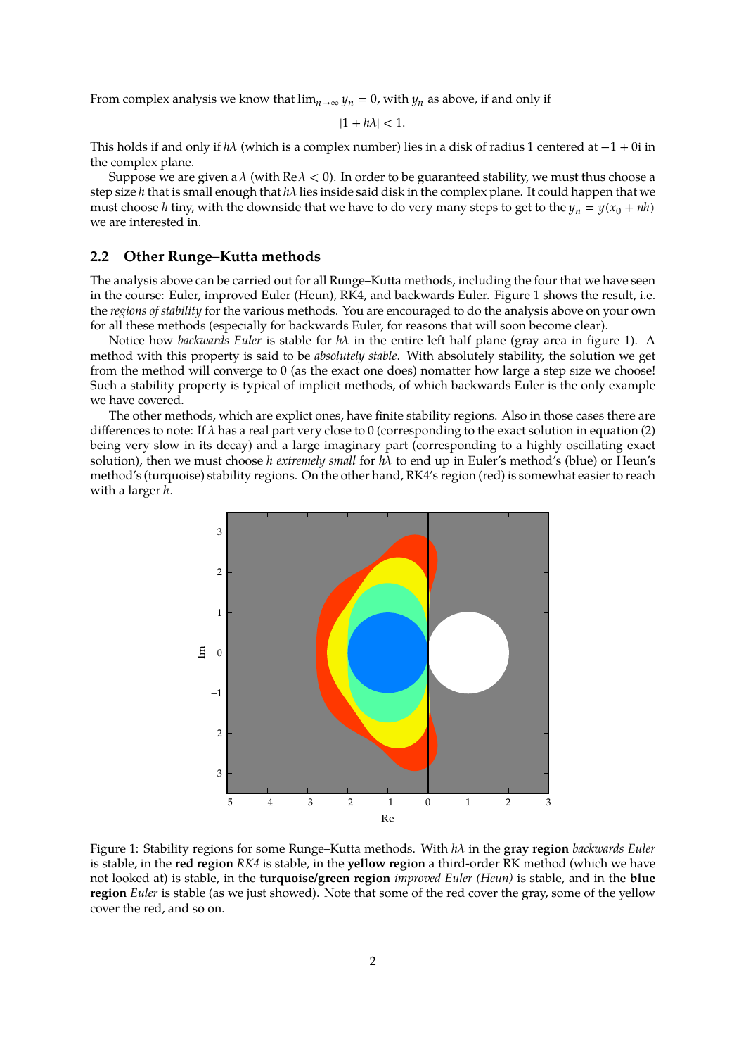From complex analysis we know that $\lim_{n\to\infty} y_n = 0$, with $y_n$ as above, if and only if

$$|1 + h\lambda| < 1.$$

This holds if and only if $h\lambda$ (which is a complex number) lies in a disk of radius 1 centered at $-1 + 0i$ in the complex plane.

Suppose we are given a $\lambda$ (with $\text{Re}\,\lambda < 0$). In order to be guaranteed stability, we must thus choose a step size $h$ that is small enough that $h\lambda$ lies inside said disk in the complex plane. It could happen that we must choose $h$ tiny, with the downside that we have to do very many steps to get to the $y_n = y(x_0 + nh)$ we are interested in.

## 2.2 Other Runge–Kutta methods

The analysis above can be carried out for all Runge–Kutta methods, including the four that we have seen in the course: Euler, improved Euler (Heun), RK4, and backwards Euler. Figure 1 shows the result, i.e. the *regions of stability* for the various methods. You are encouraged to do the analysis above on your own for all these methods (especially for backwards Euler, for reasons that will soon become clear).

Notice how *backwards Euler* is stable for $h\lambda$ in the entire left half plane (gray area in figure 1). A method with this property is said to be *absolutely stable*. With absolutely stability, the solution we get from the method will converge to 0 (as the exact one does) nomatter how large a step size we choose! Such a stability property is typical of implicit methods, of which backwards Euler is the only example we have covered.

The other methods, which are explict ones, have finite stability regions. Also in those cases there are differences to note: If $\lambda$ has a real part very close to 0 (corresponding to the exact solution in equation (2) being very slow in its decay) and a large imaginary part (corresponding to a highly oscillating exact solution), then we must choose *h extremely small* for $h\lambda$ to end up in Euler's method's (blue) or Heun's method's (turquoise) stability regions. On the other hand, RK4's region (red) is somewhat easier to reach with a larger $h$.

Im
3
2
1
0
−1
−2
−3
−5 −4 −3 −2 −1 0 1 2 3
Re

Figure 1: Stability regions for some Runge–Kutta methods. With $h\lambda$ in the **gray region** *backwards Euler* is stable, in the **red region** *RK4* is stable, in the **yellow region** a third-order RK method (which we have not looked at) is stable, in the **turquoise/green region** *improved Euler (Heun)* is stable, and in the **blue region** *Euler* is stable (as we just showed). Note that some of the red cover the gray, some of the yellow cover the red, and so on.